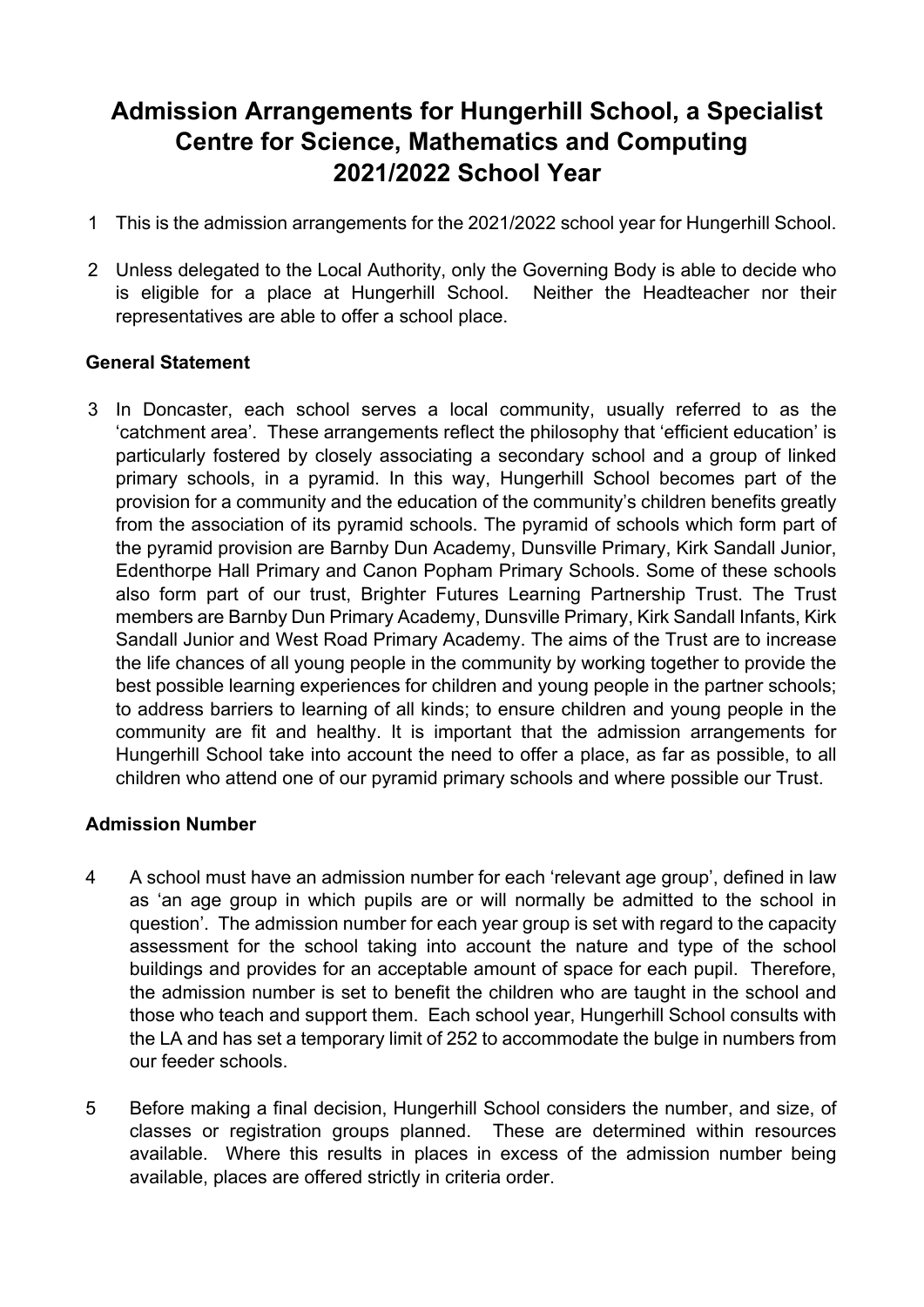# Admission Arrangements for Hungerhill School, a Specialist Centre for Science, Mathematics and Computing 2021/2022 School Year

1 This is the admission arrangements for the 2021/2022 school year for Hungerhill School.

2 Unless delegated to the Local Authority, only the Governing Body is able to decide who is eligible for a place at Hungerhill School. Neither the Headteacher nor their representatives are able to offer a school place.

**General Statement**

3 In Doncaster, each school serves a local community, usually referred to as the 'catchment area'. These arrangements reflect the philosophy that 'efficient education' is particularly fostered by closely associating a secondary school and a group of linked primary schools, in a pyramid. In this way, Hungerhill School becomes part of the provision for a community and the education of the community's children benefits greatly from the association of its pyramid schools. The pyramid of schools which form part of the pyramid provision are Barnby Dun Academy, Dunsville Primary, Kirk Sandall Junior, Edenthorpe Hall Primary and Canon Popham Primary Schools. Some of these schools also form part of our trust, Brighter Futures Learning Partnership Trust. The Trust members are Barnby Dun Primary Academy, Dunsville Primary, Kirk Sandall Infants, Kirk Sandall Junior and West Road Primary Academy. The aims of the Trust are to increase the life chances of all young people in the community by working together to provide the best possible learning experiences for children and young people in the partner schools; to address barriers to learning of all kinds; to ensure children and young people in the community are fit and healthy. It is important that the admission arrangements for Hungerhill School take into account the need to offer a place, as far as possible, to all children who attend one of our pyramid primary schools and where possible our Trust.

**Admission Number**

4 A school must have an admission number for each 'relevant age group', defined in law as 'an age group in which pupils are or will normally be admitted to the school in question'. The admission number for each year group is set with regard to the capacity assessment for the school taking into account the nature and type of the school buildings and provides for an acceptable amount of space for each pupil. Therefore, the admission number is set to benefit the children who are taught in the school and those who teach and support them. Each school year, Hungerhill School consults with the LA and has set a temporary limit of 252 to accommodate the bulge in numbers from our feeder schools.

5 Before making a final decision, Hungerhill School considers the number, and size, of classes or registration groups planned. These are determined within resources available. Where this results in places in excess of the admission number being available, places are offered strictly in criteria order.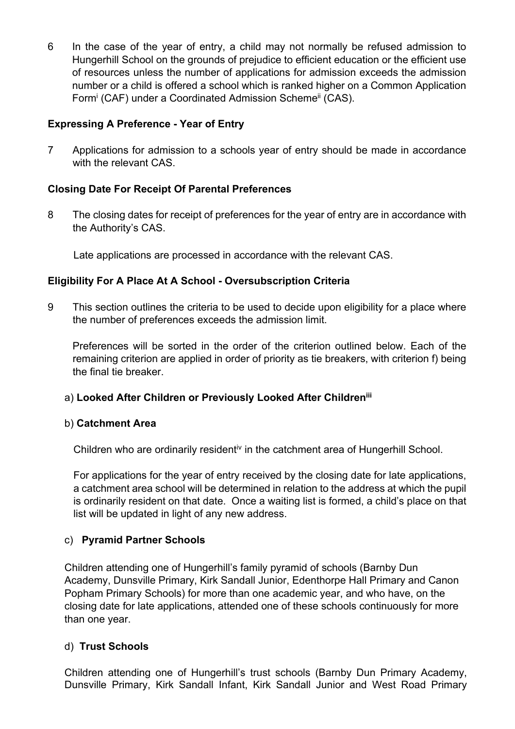6 In the case of the year of entry, a child may not normally be refused admission to Hungerhill School on the grounds of prejudice to efficient education or the efficient use of resources unless the number of applications for admission exceeds the admission number or a child is offered a school which is ranked higher on a Common Application Form[i] (CAF) under a Coordinated Admission Scheme[ii] (CAS).

**Expressing A Preference - Year of Entry**

7 Applications for admission to a schools year of entry should be made in accordance with the relevant CAS.

**Closing Date For Receipt Of Parental Preferences**

8 The closing dates for receipt of preferences for the year of entry are in accordance with the Authority's CAS.

Late applications are processed in accordance with the relevant CAS.

**Eligibility For A Place At A School - Oversubscription Criteria**

9 This section outlines the criteria to be used to decide upon eligibility for a place where the number of preferences exceeds the admission limit.

Preferences will be sorted in the order of the criterion outlined below. Each of the remaining criterion are applied in order of priority as tie breakers, with criterion f) being the final tie breaker.

a) **Looked After Children or Previously Looked After Children**[iii]

b) **Catchment Area**

Children who are ordinarily resident[iv] in the catchment area of Hungerhill School.

For applications for the year of entry received by the closing date for late applications, a catchment area school will be determined in relation to the address at which the pupil is ordinarily resident on that date. Once a waiting list is formed, a child's place on that list will be updated in light of any new address.

c) **Pyramid Partner Schools**

Children attending one of Hungerhill's family pyramid of schools (Barnby Dun Academy, Dunsville Primary, Kirk Sandall Junior, Edenthorpe Hall Primary and Canon Popham Primary Schools) for more than one academic year, and who have, on the closing date for late applications, attended one of these schools continuously for more than one year.

d) **Trust Schools**

Children attending one of Hungerhill's trust schools (Barnby Dun Primary Academy, Dunsville Primary, Kirk Sandall Infant, Kirk Sandall Junior and West Road Primary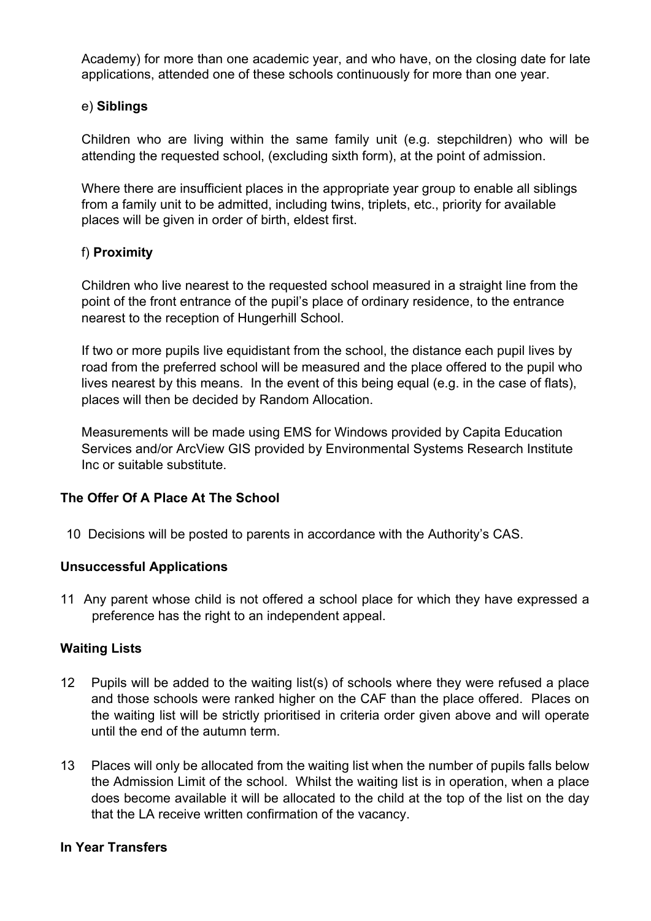Academy) for more than one academic year, and who have, on the closing date for late applications, attended one of these schools continuously for more than one year.

e) **Siblings**

Children who are living within the same family unit (e.g. stepchildren) who will be attending the requested school, (excluding sixth form), at the point of admission.

Where there are insufficient places in the appropriate year group to enable all siblings from a family unit to be admitted, including twins, triplets, etc., priority for available places will be given in order of birth, eldest first.

f) **Proximity**

Children who live nearest to the requested school measured in a straight line from the point of the front entrance of the pupil's place of ordinary residence, to the entrance nearest to the reception of Hungerhill School.

If two or more pupils live equidistant from the school, the distance each pupil lives by road from the preferred school will be measured and the place offered to the pupil who lives nearest by this means. In the event of this being equal (e.g. in the case of flats), places will then be decided by Random Allocation.

Measurements will be made using EMS for Windows provided by Capita Education Services and/or ArcView GIS provided by Environmental Systems Research Institute Inc or suitable substitute.

**The Offer Of A Place At The School**

10 Decisions will be posted to parents in accordance with the Authority's CAS.

**Unsuccessful Applications**

11 Any parent whose child is not offered a school place for which they have expressed a preference has the right to an independent appeal.

**Waiting Lists**

12 Pupils will be added to the waiting list(s) of schools where they were refused a place and those schools were ranked higher on the CAF than the place offered. Places on the waiting list will be strictly prioritised in criteria order given above and will operate until the end of the autumn term.

13 Places will only be allocated from the waiting list when the number of pupils falls below the Admission Limit of the school. Whilst the waiting list is in operation, when a place does become available it will be allocated to the child at the top of the list on the day that the LA receive written confirmation of the vacancy.

**In Year Transfers**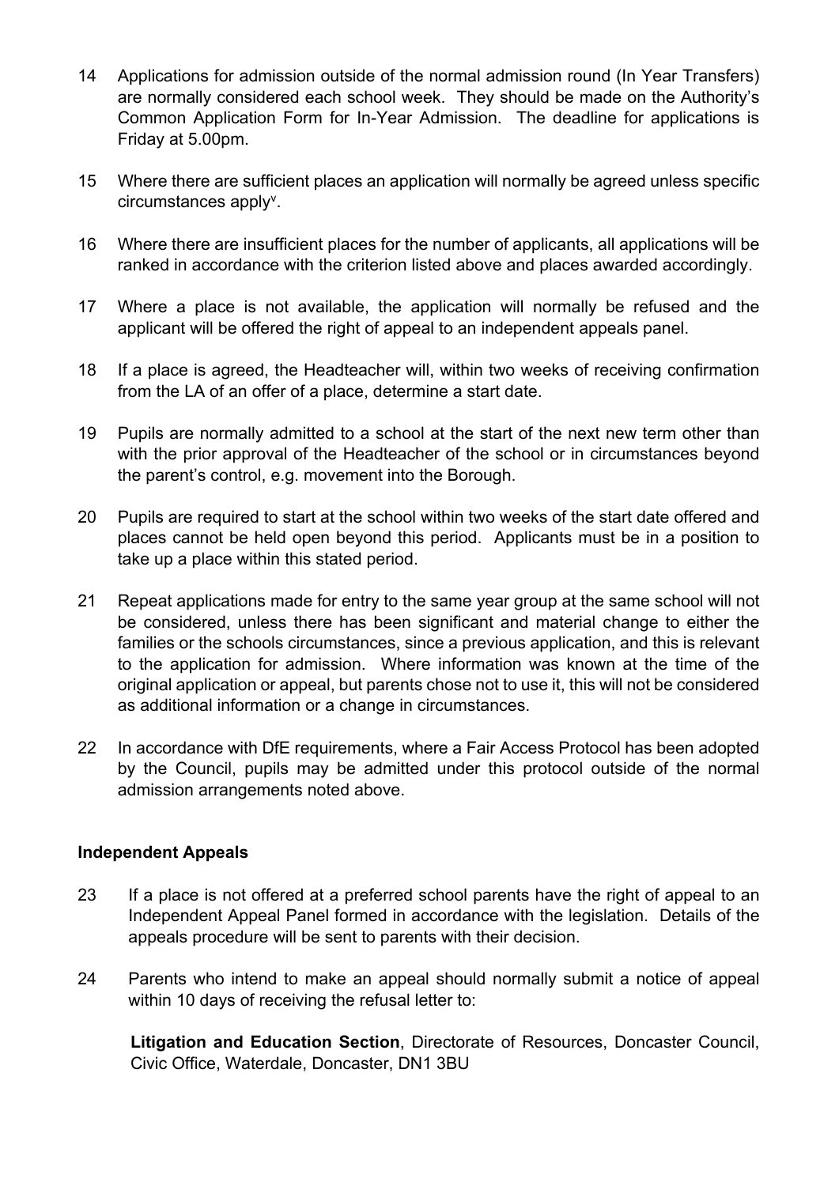14 Applications for admission outside of the normal admission round (In Year Transfers) are normally considered each school week. They should be made on the Authority's Common Application Form for In-Year Admission. The deadline for applications is Friday at 5.00pm.

15 Where there are sufficient places an application will normally be agreed unless specific circumstances apply[v].

16 Where there are insufficient places for the number of applicants, all applications will be ranked in accordance with the criterion listed above and places awarded accordingly.

17 Where a place is not available, the application will normally be refused and the applicant will be offered the right of appeal to an independent appeals panel.

18 If a place is agreed, the Headteacher will, within two weeks of receiving confirmation from the LA of an offer of a place, determine a start date.

19 Pupils are normally admitted to a school at the start of the next new term other than with the prior approval of the Headteacher of the school or in circumstances beyond the parent's control, e.g. movement into the Borough.

20 Pupils are required to start at the school within two weeks of the start date offered and places cannot be held open beyond this period. Applicants must be in a position to take up a place within this stated period.

21 Repeat applications made for entry to the same year group at the same school will not be considered, unless there has been significant and material change to either the families or the schools circumstances, since a previous application, and this is relevant to the application for admission. Where information was known at the time of the original application or appeal, but parents chose not to use it, this will not be considered as additional information or a change in circumstances.

22 In accordance with DfE requirements, where a Fair Access Protocol has been adopted by the Council, pupils may be admitted under this protocol outside of the normal admission arrangements noted above.

**Independent Appeals**

23 If a place is not offered at a preferred school parents have the right of appeal to an Independent Appeal Panel formed in accordance with the legislation. Details of the appeals procedure will be sent to parents with their decision.

24 Parents who intend to make an appeal should normally submit a notice of appeal within 10 days of receiving the refusal letter to:

**Litigation and Education Section**, Directorate of Resources, Doncaster Council, Civic Office, Waterdale, Doncaster, DN1 3BU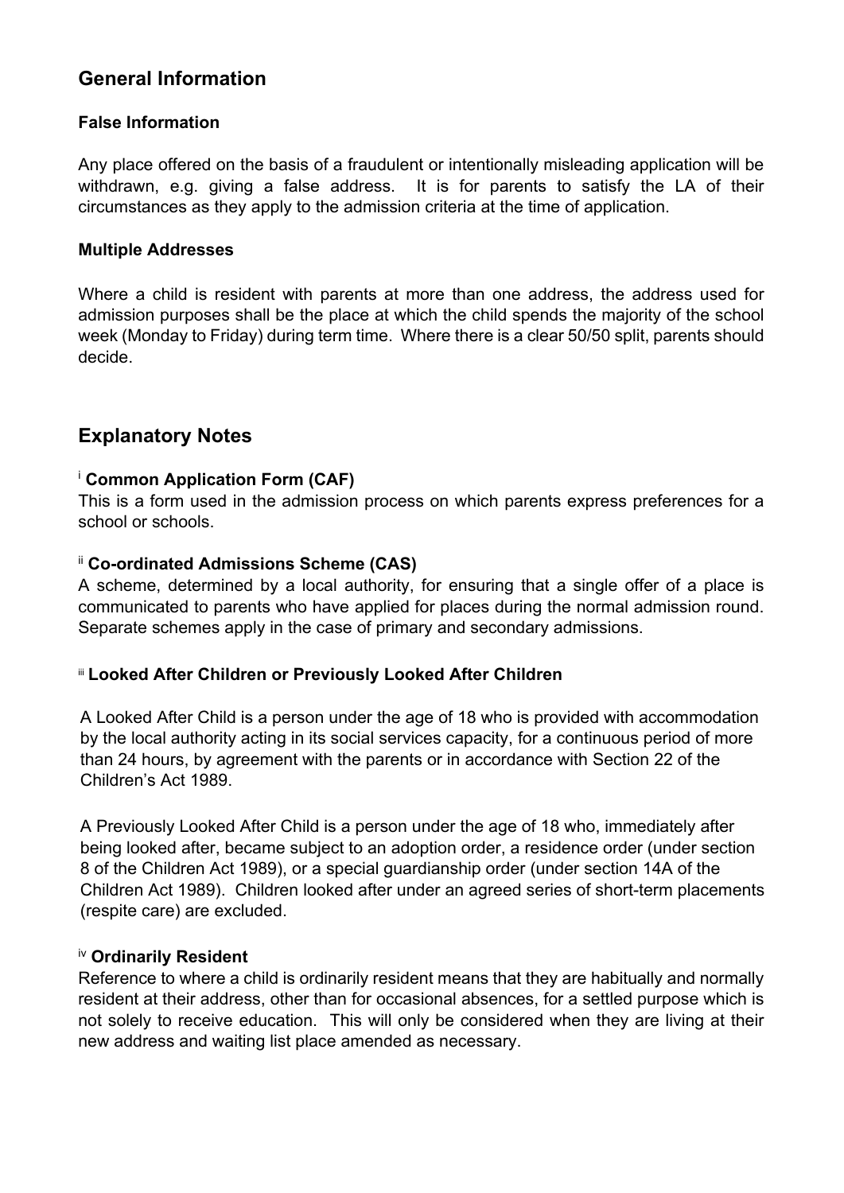## General Information

### False Information

Any place offered on the basis of a fraudulent or intentionally misleading application will be withdrawn, e.g. giving a false address. It is for parents to satisfy the LA of their circumstances as they apply to the admission criteria at the time of application.

### Multiple Addresses

Where a child is resident with parents at more than one address, the address used for admission purposes shall be the place at which the child spends the majority of the school week (Monday to Friday) during term time. Where there is a clear 50/50 split, parents should decide.

## Explanatory Notes

### [i] Common Application Form (CAF)

This is a form used in the admission process on which parents express preferences for a school or schools.

### [ii] Co-ordinated Admissions Scheme (CAS)

A scheme, determined by a local authority, for ensuring that a single offer of a place is communicated to parents who have applied for places during the normal admission round. Separate schemes apply in the case of primary and secondary admissions.

### [iii] Looked After Children or Previously Looked After Children

A Looked After Child is a person under the age of 18 who is provided with accommodation by the local authority acting in its social services capacity, for a continuous period of more than 24 hours, by agreement with the parents or in accordance with Section 22 of the Children's Act 1989.

A Previously Looked After Child is a person under the age of 18 who, immediately after being looked after, became subject to an adoption order, a residence order (under section 8 of the Children Act 1989), or a special guardianship order (under section 14A of the Children Act 1989). Children looked after under an agreed series of short-term placements (respite care) are excluded.

### [iv] Ordinarily Resident

Reference to where a child is ordinarily resident means that they are habitually and normally resident at their address, other than for occasional absences, for a settled purpose which is not solely to receive education. This will only be considered when they are living at their new address and waiting list place amended as necessary.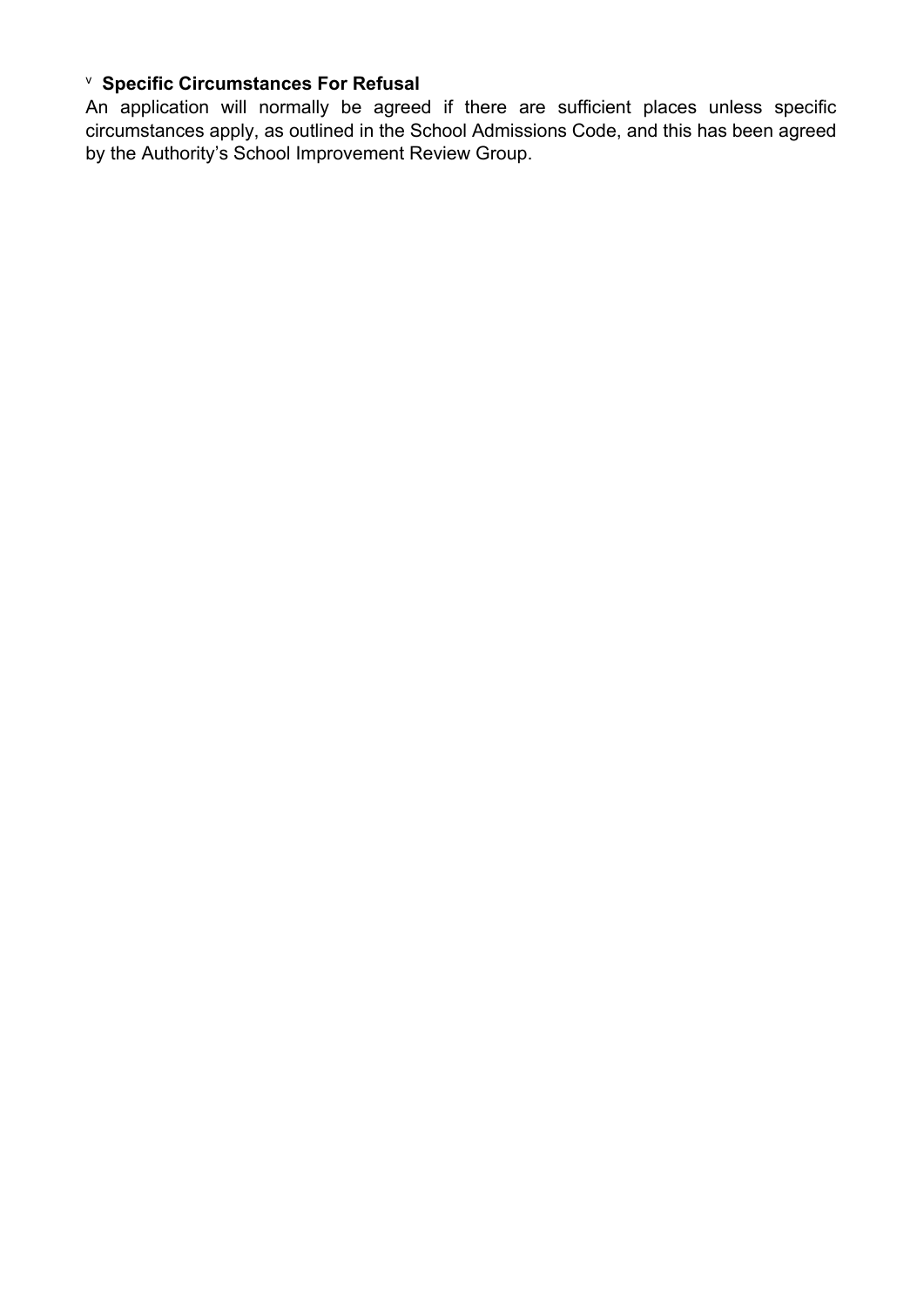### v Specific Circumstances For Refusal

An application will normally be agreed if there are sufficient places unless specific circumstances apply, as outlined in the School Admissions Code, and this has been agreed by the Authority's School Improvement Review Group.